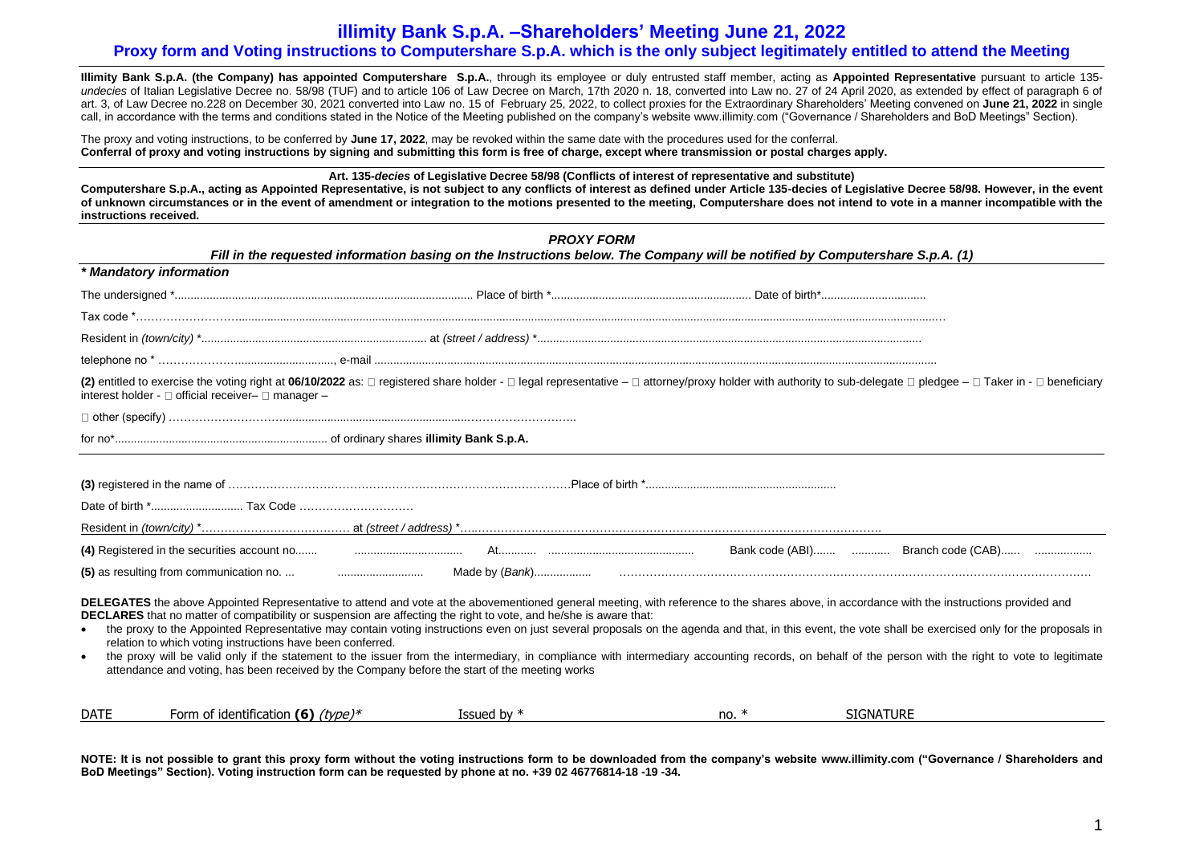# illimity Bank S.p.A. –Shareholders' Meeting June 21, 2022

## Proxy form and Voting instructions to Computershare S.p.A. which is the only subject legitimately entitled to attend the Meeting

**Illimity Bank S.p.A. (the Company) has appointed Computershare S.p.A.**, through its employee or duly entrusted staff member, acting as **Appointed Representative** pursuant to article 135-*undecies* of Italian Legislative Decree no. 58/98 (TUF) and to article 106 of Law Decree on March, 17th 2020 n. 18, converted into Law no. 27 of 24 April 2020, as extended by effect of paragraph 6 of art. 3, of Law Decree no.228 on December 30, 2021 converted into Law no. 15 of February 25, 2022, to collect proxies for the Extraordinary Shareholders' Meeting convened on **June 21, 2022** in single call, in accordance with the terms and conditions stated in the Notice of the Meeting published on the company's website www.illimity.com ("Governance / Shareholders and BoD Meetings" Section).

The proxy and voting instructions, to be conferred by **June 17, 2022**, may be revoked within the same date with the procedures used for the conferral.
**Conferral of proxy and voting instructions by signing and submitting this form is free of charge, except where transmission or postal charges apply.**

**Art. 135-*decies* of Legislative Decree 58/98 (Conflicts of interest of representative and substitute)**
**Computershare S.p.A., acting as Appointed Representative, is not subject to any conflicts of interest as defined under Article 135-decies of Legislative Decree 58/98. However, in the event of unknown circumstances or in the event of amendment or integration to the motions presented to the meeting, Computershare does not intend to vote in a manner incompatible with the instructions received.**

### *PROXY FORM*

***Fill in the requested information basing on the Instructions below. The Company will be notified by Computershare S.p.A. (1)***

***\* Mandatory information***

The undersigned \*............................................................ Place of birth \*.............................................................. Date of birth\*................................

Tax code \*…………………….......................................................................................................................................................................................................

Resident in *(town/city)* \*...................................................................... at *(street / address)* \*..........................................................................................

telephone no \* ………………….............................., e-mail ....................................................................................................................................................

**(2)** entitled to exercise the voting right at **06/10/2022** as: □ registered share holder - □ legal representative – □ attorney/proxy holder with authority to sub-delegate □ pledgee – □ Taker in - □ beneficiary interest holder - □ official receiver– □ manager –

□ other (specify) ………………………..........................................................………………………..

for no\*.................................................................. of ordinary shares **illimity Bank S.p.A.**

**(3)** registered in the name of ………………………………………………………………………………Place of birth \*...........................................................

Date of birth \*............................ Tax Code …………………………

Resident in *(town/city)* \*………………………………… at *(street / address)* \*…..……………………………………………………………………………………….

**(4)** Registered in the securities account no....... ................................. At............ ............................................ Bank code (ABI)....... ........... Branch code (CAB)...... .................

**(5)** as resulting from communication no. ... .......................... Made by (*Bank*).................. …………………………………………………………………………………………………………

**DELEGATES** the above Appointed Representative to attend and vote at the abovementioned general meeting, with reference to the shares above, in accordance with the instructions provided and **DECLARES** that no matter of compatibility or suspension are affecting the right to vote, and he/she is aware that:

- the proxy to the Appointed Representative may contain voting instructions even on just several proposals on the agenda and that, in this event, the vote shall be exercised only for the proposals in relation to which voting instructions have been conferred.
- the proxy will be valid only if the statement to the issuer from the intermediary, in compliance with intermediary accounting records, on behalf of the person with the right to vote to legitimate attendance and voting, has been received by the Company before the start of the meeting works

| DATE | Form of identification **(6)** *(type)*\* | Issued by \* | no. \* | SIGNATURE |
|---|---|---|---|---|

**NOTE: It is not possible to grant this proxy form without the voting instructions form to be downloaded from the company's website www.illimity.com ("Governance / Shareholders and BoD Meetings" Section). Voting instruction form can be requested by phone at no. +39 02 46776814-18 -19 -34.**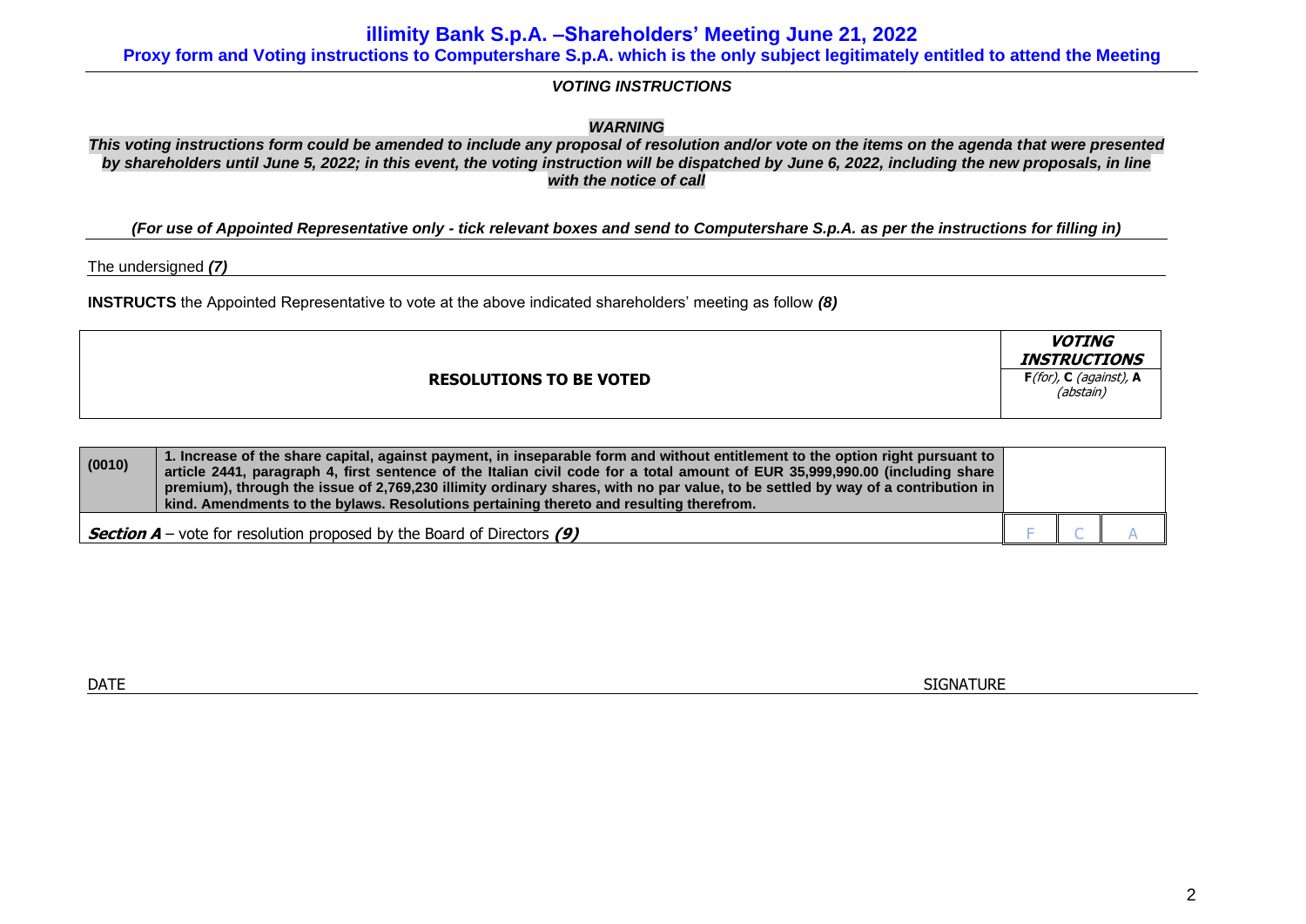# illimity Bank S.p.A. –Shareholders' Meeting June 21, 2022

**Proxy form and Voting instructions to Computershare S.p.A. which is the only subject legitimately entitled to attend the Meeting**

***VOTING INSTRUCTIONS***

***WARNING***

***This voting instructions form could be amended to include any proposal of resolution and/or vote on the items on the agenda that were presented by shareholders until June 5, 2022; in this event, the voting instruction will be dispatched by June 6, 2022, including the new proposals, in line with the notice of call***

***(For use of Appointed Representative only - tick relevant boxes and send to Computershare S.p.A. as per the instructions for filling in)***

The undersigned ***(7)***

**INSTRUCTS** the Appointed Representative to vote at the above indicated shareholders' meeting as follow ***(8)***

| RESOLUTIONS TO BE VOTED | | ***VOTING INSTRUCTIONS*** **F** *(for)*, **C** *(against)*, **A** *(abstain)* | | |
|---|---|---|---|---|
| **(0010)** | **1. Increase of the share capital, against payment, in inseparable form and without entitlement to the option right pursuant to article 2441, paragraph 4, first sentence of the Italian civil code for a total amount of EUR 35,999,990.00 (including share premium), through the issue of 2,769,230 illimity ordinary shares, with no par value, to be settled by way of a contribution in kind. Amendments to the bylaws. Resolutions pertaining thereto and resulting therefrom.** | | | |
| ***Section A*** – vote for resolution proposed by the Board of Directors ***(9)*** | | F | C | A |

DATE

SIGNATURE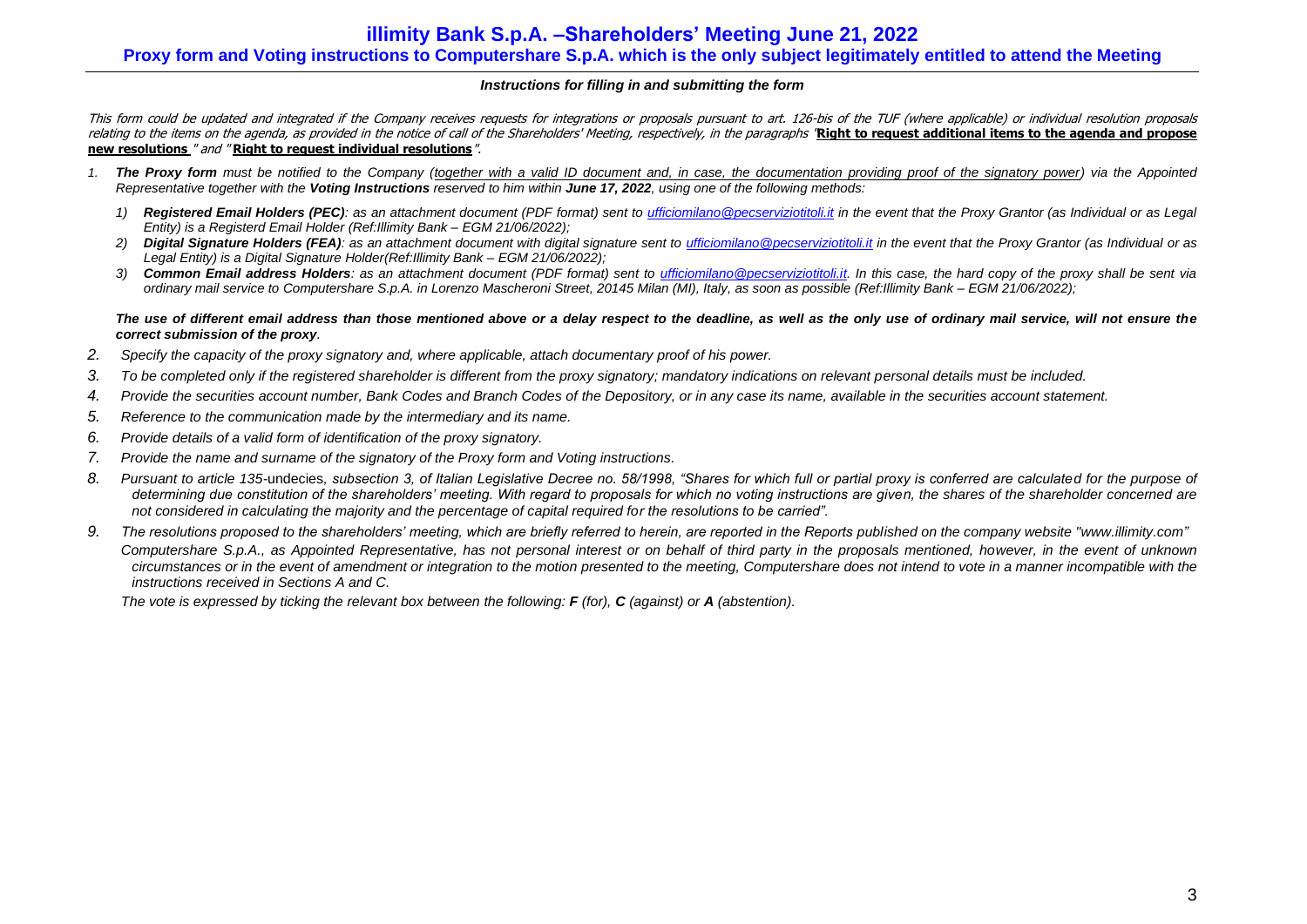# illimity Bank S.p.A. –Shareholders' Meeting June 21, 2022

## Proxy form and Voting instructions to Computershare S.p.A. which is the only subject legitimately entitled to attend the Meeting

***Instructions for filling in and submitting the form***

*This form could be updated and integrated if the Company receives requests for integrations or proposals pursuant to art. 126-bis of the TUF (where applicable) or individual resolution proposals relating to the items on the agenda, as provided in the notice of call of the Shareholders' Meeting, respectively, in the paragraphs "**Right to request additional items to the agenda and propose new resolutions** " and "**Right to request individual resolutions**".*

1. ***The Proxy form*** *must be notified to the Company (together with a valid ID document and, in case, the documentation providing proof of the signatory power) via the Appointed Representative together with the **Voting Instructions** reserved to him within **June 17, 2022**, using one of the following methods:*
   1) ***Registered Email Holders (PEC)****: as an attachment document (PDF format) sent to ufficiomilano@pecserviziotitoli.it in the event that the Proxy Grantor (as Individual or as Legal Entity) is a Registerd Email Holder (Ref:Illimity Bank – EGM 21/06/2022);*
   2) ***Digital Signature Holders (FEA)****: as an attachment document with digital signature sent to ufficiomilano@pecserviziotitoli.it in the event that the Proxy Grantor (as Individual or as Legal Entity) is a Digital Signature Holder(Ref:Illimity Bank – EGM 21/06/2022);*
   3) ***Common Email address Holders****: as an attachment document (PDF format) sent to ufficiomilano@pecserviziotitoli.it. In this case, the hard copy of the proxy shall be sent via ordinary mail service to Computershare S.p.A. in Lorenzo Mascheroni Street, 20145 Milan (MI), Italy, as soon as possible (Ref:Illimity Bank – EGM 21/06/2022);*

   ***The use of different email address than those mentioned above or a delay respect to the deadline, as well as the only use of ordinary mail service, will not ensure the correct submission of the proxy****.*
2. *Specify the capacity of the proxy signatory and, where applicable, attach documentary proof of his power.*
3. *To be completed only if the registered shareholder is different from the proxy signatory; mandatory indications on relevant personal details must be included.*
4. *Provide the securities account number, Bank Codes and Branch Codes of the Depository, or in any case its name, available in the securities account statement.*
5. *Reference to the communication made by the intermediary and its name.*
6. *Provide details of a valid form of identification of the proxy signatory.*
7. *Provide the name and surname of the signatory of the Proxy form and Voting instructions.*
8. *Pursuant to article 135-*undecies*, subsection 3, of Italian Legislative Decree no. 58/1998, "Shares for which full or partial proxy is conferred are calculated for the purpose of determining due constitution of the shareholders' meeting. With regard to proposals for which no voting instructions are given, the shares of the shareholder concerned are not considered in calculating the majority and the percentage of capital required for the resolutions to be carried".*
9. *The resolutions proposed to the shareholders' meeting, which are briefly referred to herein, are reported in the Reports published on the company website "www.illimity.com"*

   *Computershare S.p.A., as Appointed Representative, has not personal interest or on behalf of third party in the proposals mentioned, however, in the event of unknown circumstances or in the event of amendment or integration to the motion presented to the meeting, Computershare does not intend to vote in a manner incompatible with the instructions received in Sections A and C.*

   *The vote is expressed by ticking the relevant box between the following: **F** (for), **C** (against) or **A** (abstention).*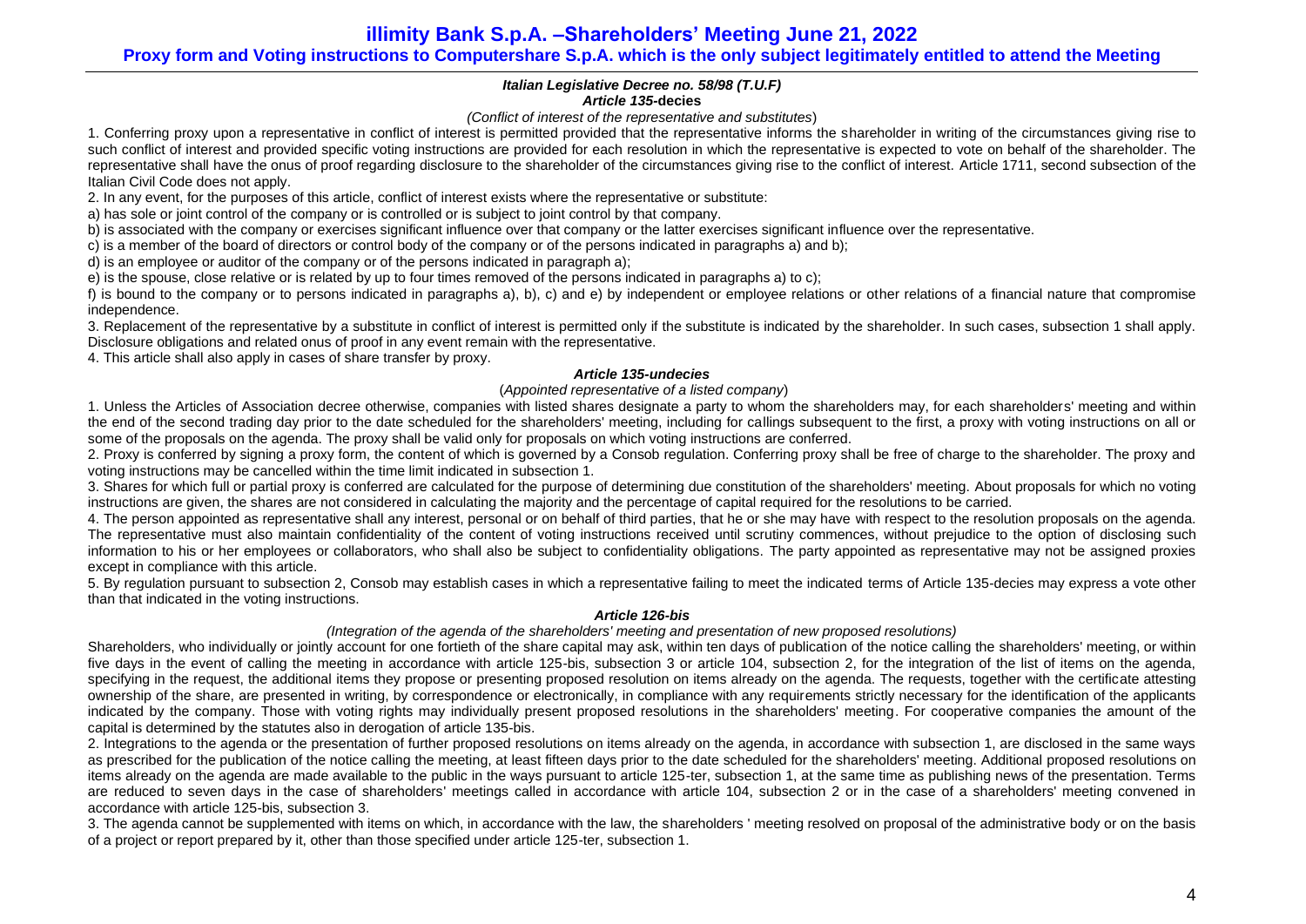# illimity Bank S.p.A. –Shareholders' Meeting June 21, 2022

## Proxy form and Voting instructions to Computershare S.p.A. which is the only subject legitimately entitled to attend the Meeting

***Italian Legislative Decree no. 58/98 (T.U.F)***
***Article 135*-decies**

*(Conflict of interest of the representative and substitutes*)

1. Conferring proxy upon a representative in conflict of interest is permitted provided that the representative informs the shareholder in writing of the circumstances giving rise to such conflict of interest and provided specific voting instructions are provided for each resolution in which the representative is expected to vote on behalf of the shareholder. The representative shall have the onus of proof regarding disclosure to the shareholder of the circumstances giving rise to the conflict of interest. Article 1711, second subsection of the Italian Civil Code does not apply.

2. In any event, for the purposes of this article, conflict of interest exists where the representative or substitute:

a) has sole or joint control of the company or is controlled or is subject to joint control by that company.

b) is associated with the company or exercises significant influence over that company or the latter exercises significant influence over the representative.

c) is a member of the board of directors or control body of the company or of the persons indicated in paragraphs a) and b);

d) is an employee or auditor of the company or of the persons indicated in paragraph a);

e) is the spouse, close relative or is related by up to four times removed of the persons indicated in paragraphs a) to c);

f) is bound to the company or to persons indicated in paragraphs a), b), c) and e) by independent or employee relations or other relations of a financial nature that compromise independence.

3. Replacement of the representative by a substitute in conflict of interest is permitted only if the substitute is indicated by the shareholder. In such cases, subsection 1 shall apply. Disclosure obligations and related onus of proof in any event remain with the representative.

4. This article shall also apply in cases of share transfer by proxy.

***Article 135-undecies***

(*Appointed representative of a listed company*)

1. Unless the Articles of Association decree otherwise, companies with listed shares designate a party to whom the shareholders may, for each shareholders' meeting and within the end of the second trading day prior to the date scheduled for the shareholders' meeting, including for callings subsequent to the first, a proxy with voting instructions on all or some of the proposals on the agenda. The proxy shall be valid only for proposals on which voting instructions are conferred.

2. Proxy is conferred by signing a proxy form, the content of which is governed by a Consob regulation. Conferring proxy shall be free of charge to the shareholder. The proxy and voting instructions may be cancelled within the time limit indicated in subsection 1.

3. Shares for which full or partial proxy is conferred are calculated for the purpose of determining due constitution of the shareholders' meeting. About proposals for which no voting instructions are given, the shares are not considered in calculating the majority and the percentage of capital required for the resolutions to be carried.

4. The person appointed as representative shall any interest, personal or on behalf of third parties, that he or she may have with respect to the resolution proposals on the agenda. The representative must also maintain confidentiality of the content of voting instructions received until scrutiny commences, without prejudice to the option of disclosing such information to his or her employees or collaborators, who shall also be subject to confidentiality obligations. The party appointed as representative may not be assigned proxies except in compliance with this article.

5. By regulation pursuant to subsection 2, Consob may establish cases in which a representative failing to meet the indicated terms of Article 135-decies may express a vote other than that indicated in the voting instructions.

***Article 126-bis***

*(Integration of the agenda of the shareholders' meeting and presentation of new proposed resolutions)*

Shareholders, who individually or jointly account for one fortieth of the share capital may ask, within ten days of publication of the notice calling the shareholders' meeting, or within five days in the event of calling the meeting in accordance with article 125-bis, subsection 3 or article 104, subsection 2, for the integration of the list of items on the agenda, specifying in the request, the additional items they propose or presenting proposed resolution on items already on the agenda. The requests, together with the certificate attesting ownership of the share, are presented in writing, by correspondence or electronically, in compliance with any requirements strictly necessary for the identification of the applicants indicated by the company. Those with voting rights may individually present proposed resolutions in the shareholders' meeting. For cooperative companies the amount of the capital is determined by the statutes also in derogation of article 135-bis.

2. Integrations to the agenda or the presentation of further proposed resolutions on items already on the agenda, in accordance with subsection 1, are disclosed in the same ways as prescribed for the publication of the notice calling the meeting, at least fifteen days prior to the date scheduled for the shareholders' meeting. Additional proposed resolutions on items already on the agenda are made available to the public in the ways pursuant to article 125-ter, subsection 1, at the same time as publishing news of the presentation. Terms are reduced to seven days in the case of shareholders' meetings called in accordance with article 104, subsection 2 or in the case of a shareholders' meeting convened in accordance with article 125-bis, subsection 3.

3. The agenda cannot be supplemented with items on which, in accordance with the law, the shareholders ' meeting resolved on proposal of the administrative body or on the basis of a project or report prepared by it, other than those specified under article 125-ter, subsection 1.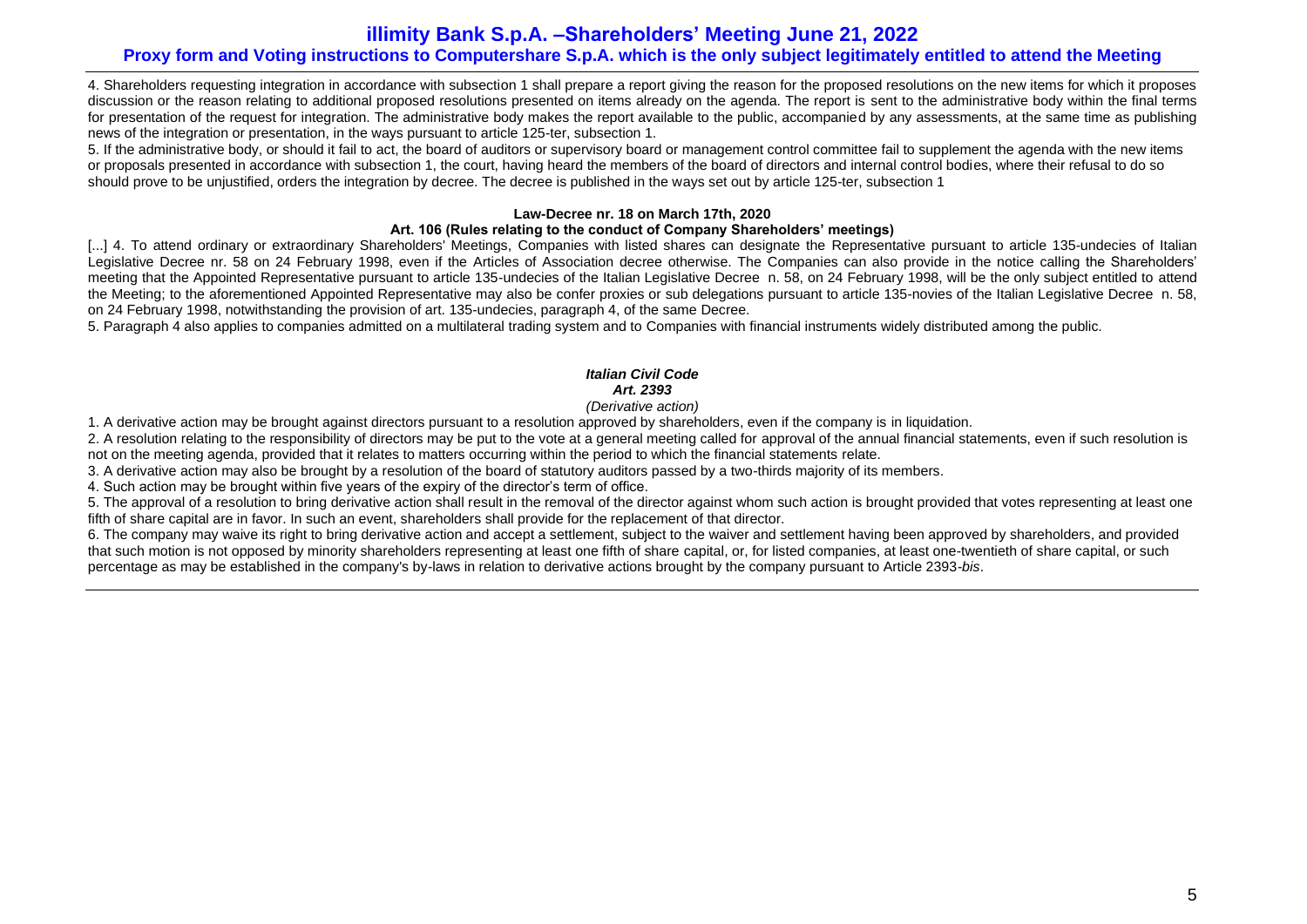4. Shareholders requesting integration in accordance with subsection 1 shall prepare a report giving the reason for the proposed resolutions on the new items for which it proposes discussion or the reason relating to additional proposed resolutions presented on items already on the agenda. The report is sent to the administrative body within the final terms for presentation of the request for integration. The administrative body makes the report available to the public, accompanied by any assessments, at the same time as publishing news of the integration or presentation, in the ways pursuant to article 125-ter, subsection 1.

5. If the administrative body, or should it fail to act, the board of auditors or supervisory board or management control committee fail to supplement the agenda with the new items or proposals presented in accordance with subsection 1, the court, having heard the members of the board of directors and internal control bodies, where their refusal to do so should prove to be unjustified, orders the integration by decree. The decree is published in the ways set out by article 125-ter, subsection 1

**Law-Decree nr. 18 on March 17th, 2020**

**Art. 106 (Rules relating to the conduct of Company Shareholders' meetings)**

[...] 4. To attend ordinary or extraordinary Shareholders' Meetings, Companies with listed shares can designate the Representative pursuant to article 135-undecies of Italian Legislative Decree nr. 58 on 24 February 1998, even if the Articles of Association decree otherwise. The Companies can also provide in the notice calling the Shareholders' meeting that the Appointed Representative pursuant to article 135-undecies of the Italian Legislative Decree n. 58, on 24 February 1998, will be the only subject entitled to attend the Meeting; to the aforementioned Appointed Representative may also be confer proxies or sub delegations pursuant to article 135-novies of the Italian Legislative Decree n. 58, on 24 February 1998, notwithstanding the provision of art. 135-undecies, paragraph 4, of the same Decree.

5. Paragraph 4 also applies to companies admitted on a multilateral trading system and to Companies with financial instruments widely distributed among the public.

***Italian Civil Code***

***Art. 2393***

*(Derivative action)*

1. A derivative action may be brought against directors pursuant to a resolution approved by shareholders, even if the company is in liquidation.

2. A resolution relating to the responsibility of directors may be put to the vote at a general meeting called for approval of the annual financial statements, even if such resolution is not on the meeting agenda, provided that it relates to matters occurring within the period to which the financial statements relate.

3. A derivative action may also be brought by a resolution of the board of statutory auditors passed by a two-thirds majority of its members.

4. Such action may be brought within five years of the expiry of the director's term of office.

5. The approval of a resolution to bring derivative action shall result in the removal of the director against whom such action is brought provided that votes representing at least one fifth of share capital are in favor. In such an event, shareholders shall provide for the replacement of that director.

6. The company may waive its right to bring derivative action and accept a settlement, subject to the waiver and settlement having been approved by shareholders, and provided that such motion is not opposed by minority shareholders representing at least one fifth of share capital, or, for listed companies, at least one-twentieth of share capital, or such percentage as may be established in the company's by-laws in relation to derivative actions brought by the company pursuant to Article 2393-*bis*.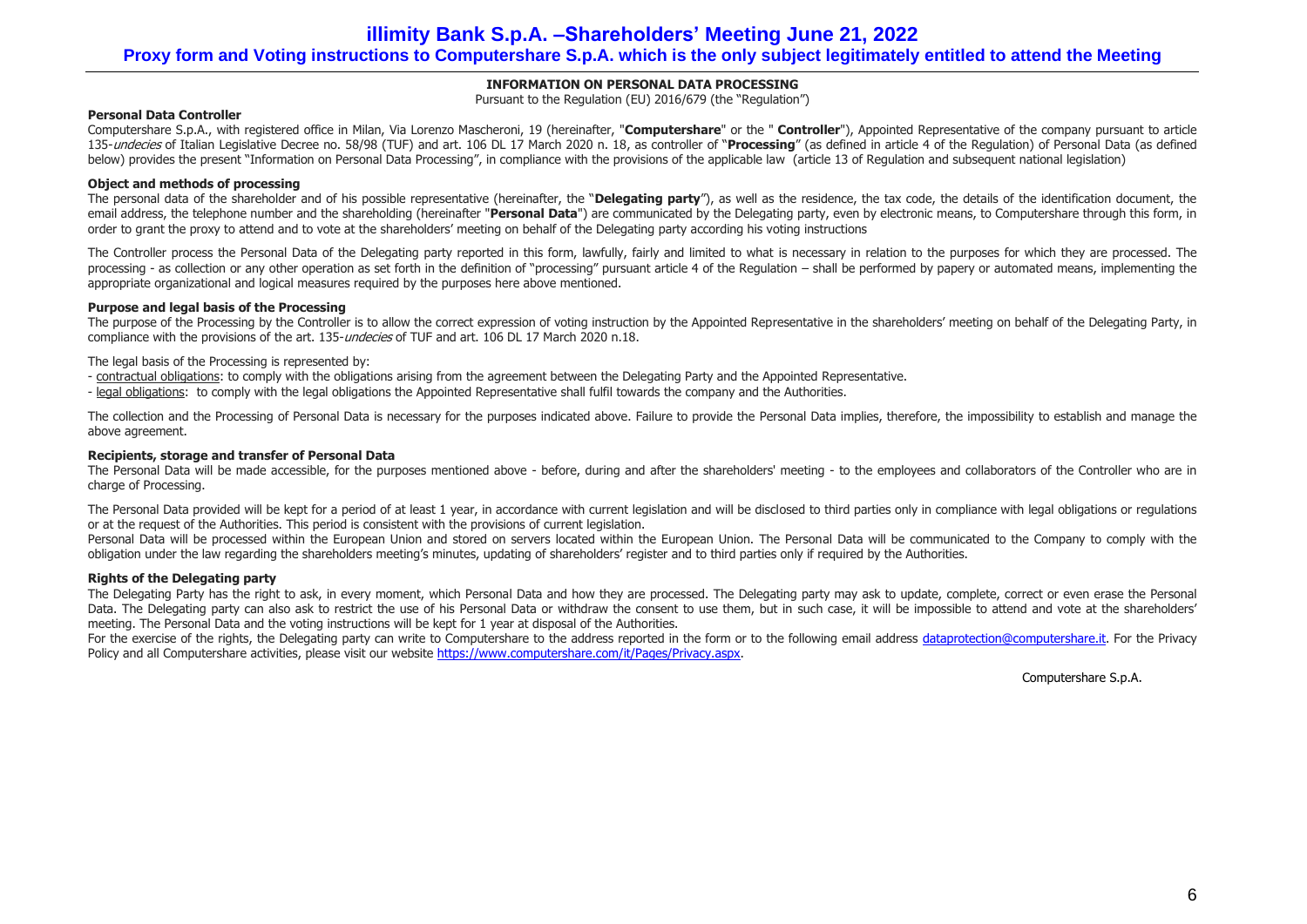# illimity Bank S.p.A. –Shareholders' Meeting June 21, 2022

## Proxy form and Voting instructions to Computershare S.p.A. which is the only subject legitimately entitled to attend the Meeting

**INFORMATION ON PERSONAL DATA PROCESSING**

Pursuant to the Regulation (EU) 2016/679 (the "Regulation")

**Personal Data Controller**

Computershare S.p.A., with registered office in Milan, Via Lorenzo Mascheroni, 19 (hereinafter, "**Computershare**" or the " **Controller**"), Appointed Representative of the company pursuant to article 135-*undecies* of Italian Legislative Decree no. 58/98 (TUF) and art. 106 DL 17 March 2020 n. 18, as controller of "**Processing**" (as defined in article 4 of the Regulation) of Personal Data (as defined below) provides the present "Information on Personal Data Processing", in compliance with the provisions of the applicable law (article 13 of Regulation and subsequent national legislation)

**Object and methods of processing**

The personal data of the shareholder and of his possible representative (hereinafter, the "**Delegating party**"), as well as the residence, the tax code, the details of the identification document, the email address, the telephone number and the shareholding (hereinafter "**Personal Data**") are communicated by the Delegating party, even by electronic means, to Computershare through this form, in order to grant the proxy to attend and to vote at the shareholders' meeting on behalf of the Delegating party according his voting instructions

The Controller process the Personal Data of the Delegating party reported in this form, lawfully, fairly and limited to what is necessary in relation to the purposes for which they are processed. The processing - as collection or any other operation as set forth in the definition of "processing" pursuant article 4 of the Regulation – shall be performed by papery or automated means, implementing the appropriate organizational and logical measures required by the purposes here above mentioned.

**Purpose and legal basis of the Processing**

The purpose of the Processing by the Controller is to allow the correct expression of voting instruction by the Appointed Representative in the shareholders' meeting on behalf of the Delegating Party, in compliance with the provisions of the art. 135-*undecies* of TUF and art. 106 DL 17 March 2020 n.18.

The legal basis of the Processing is represented by:

- contractual obligations: to comply with the obligations arising from the agreement between the Delegating Party and the Appointed Representative.
- legal obligations: to comply with the legal obligations the Appointed Representative shall fulfil towards the company and the Authorities.

The collection and the Processing of Personal Data is necessary for the purposes indicated above. Failure to provide the Personal Data implies, therefore, the impossibility to establish and manage the above agreement.

**Recipients, storage and transfer of Personal Data**

The Personal Data will be made accessible, for the purposes mentioned above - before, during and after the shareholders' meeting - to the employees and collaborators of the Controller who are in charge of Processing.

The Personal Data provided will be kept for a period of at least 1 year, in accordance with current legislation and will be disclosed to third parties only in compliance with legal obligations or regulations or at the request of the Authorities. This period is consistent with the provisions of current legislation.

Personal Data will be processed within the European Union and stored on servers located within the European Union. The Personal Data will be communicated to the Company to comply with the obligation under the law regarding the shareholders meeting's minutes, updating of shareholders' register and to third parties only if required by the Authorities.

**Rights of the Delegating party**

The Delegating Party has the right to ask, in every moment, which Personal Data and how they are processed. The Delegating party may ask to update, complete, correct or even erase the Personal Data. The Delegating party can also ask to restrict the use of his Personal Data or withdraw the consent to use them, but in such case, it will be impossible to attend and vote at the shareholders' meeting. The Personal Data and the voting instructions will be kept for 1 year at disposal of the Authorities.

For the exercise of the rights, the Delegating party can write to Computershare to the address reported in the form or to the following email address dataprotection@computershare.it. For the Privacy Policy and all Computershare activities, please visit our website https://www.computershare.com/it/Pages/Privacy.aspx.

Computershare S.p.A.